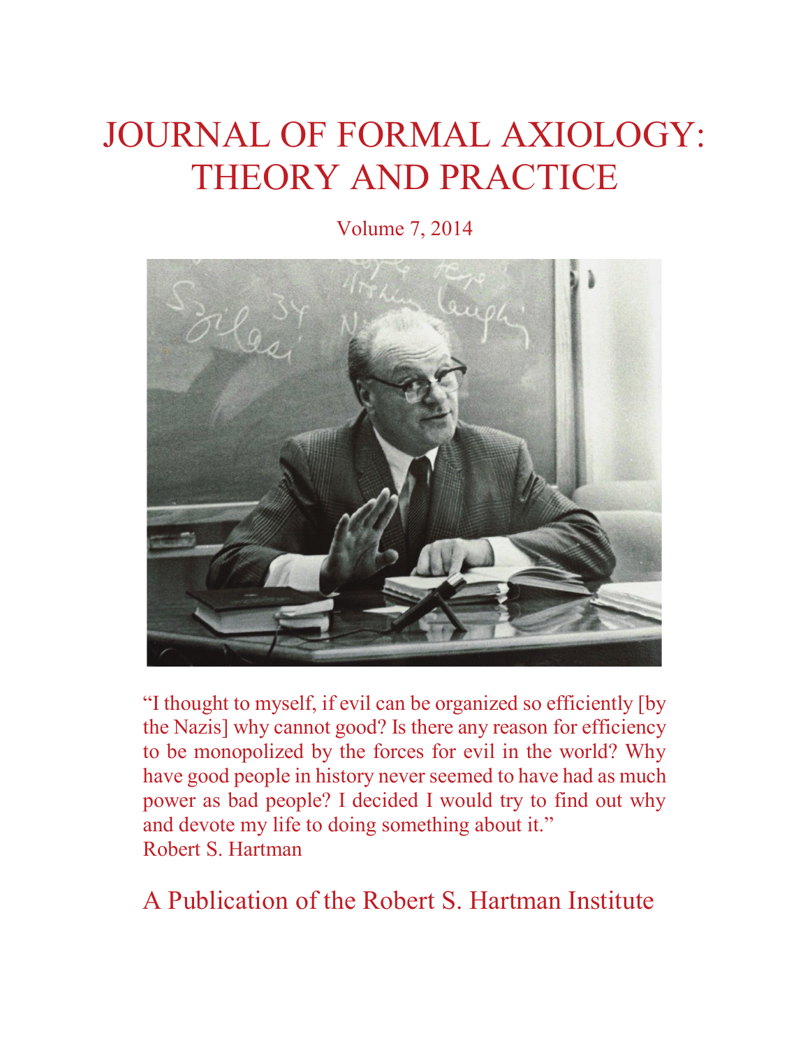# JOURNAL OF FORMAL AXIOLOGY: THEORY AND PRACTICE

Volume 7, 2014

"I thought to myself, if evil can be organized so efficiently [by the Nazis] why cannot good? Is there any reason for efficiency to be monopolized by the forces for evil in the world? Why have good people in history never seemed to have had as much power as bad people? I decided I would try to find out why and devote my life to doing something about it."
Robert S. Hartman

A Publication of the Robert S. Hartman Institute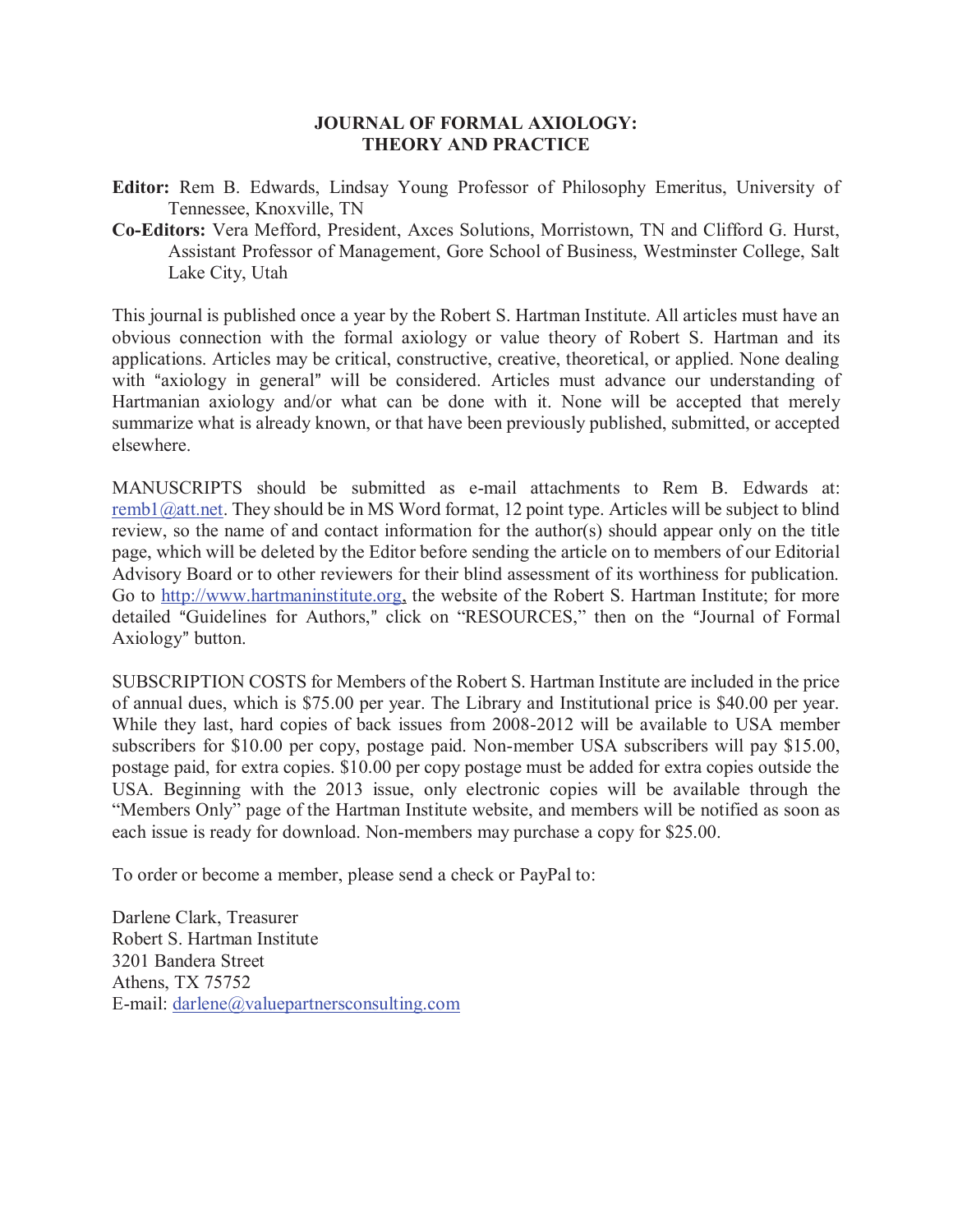# JOURNAL OF FORMAL AXIOLOGY: THEORY AND PRACTICE

**Editor:** Rem B. Edwards, Lindsay Young Professor of Philosophy Emeritus, University of Tennessee, Knoxville, TN

**Co-Editors:** Vera Mefford, President, Axces Solutions, Morristown, TN and Clifford G. Hurst, Assistant Professor of Management, Gore School of Business, Westminster College, Salt Lake City, Utah

This journal is published once a year by the Robert S. Hartman Institute. All articles must have an obvious connection with the formal axiology or value theory of Robert S. Hartman and its applications. Articles may be critical, constructive, creative, theoretical, or applied. None dealing with "axiology in general" will be considered. Articles must advance our understanding of Hartmanian axiology and/or what can be done with it. None will be accepted that merely summarize what is already known, or that have been previously published, submitted, or accepted elsewhere.

MANUSCRIPTS should be submitted as e-mail attachments to Rem B. Edwards at: remb1@att.net. They should be in MS Word format, 12 point type. Articles will be subject to blind review, so the name of and contact information for the author(s) should appear only on the title page, which will be deleted by the Editor before sending the article on to members of our Editorial Advisory Board or to other reviewers for their blind assessment of its worthiness for publication. Go to http://www.hartmaninstitute.org, the website of the Robert S. Hartman Institute; for more detailed "Guidelines for Authors," click on "RESOURCES," then on the "Journal of Formal Axiology" button.

SUBSCRIPTION COSTS for Members of the Robert S. Hartman Institute are included in the price of annual dues, which is $75.00 per year. The Library and Institutional price is $40.00 per year. While they last, hard copies of back issues from 2008-2012 will be available to USA member subscribers for $10.00 per copy, postage paid. Non-member USA subscribers will pay $15.00, postage paid, for extra copies. $10.00 per copy postage must be added for extra copies outside the USA. Beginning with the 2013 issue, only electronic copies will be available through the "Members Only" page of the Hartman Institute website, and members will be notified as soon as each issue is ready for download. Non-members may purchase a copy for $25.00.

To order or become a member, please send a check or PayPal to:

Darlene Clark, Treasurer  
Robert S. Hartman Institute  
3201 Bandera Street  
Athens, TX 75752  
E-mail: darlene@valuepartnersconsulting.com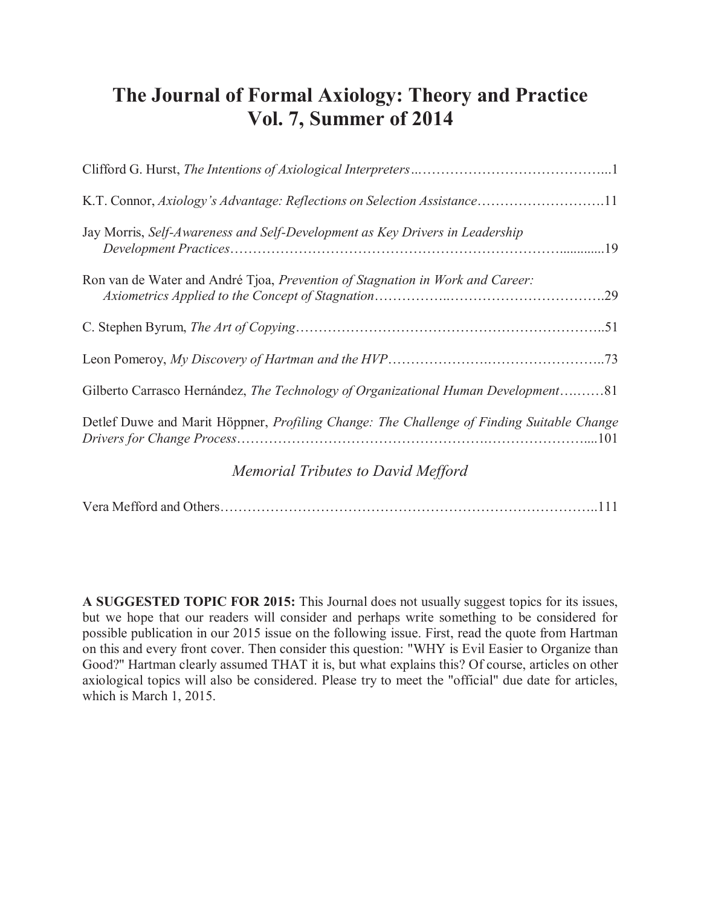# The Journal of Formal Axiology: Theory and Practice
# Vol. 7, Summer of 2014

Clifford G. Hurst, *The Intentions of Axiological Interpreters*...1

K.T. Connor, *Axiology's Advantage: Reflections on Selection Assistance*...11

Jay Morris, *Self-Awareness and Self-Development as Key Drivers in Leadership Development Practices*...19

Ron van de Water and André Tjoa, *Prevention of Stagnation in Work and Career: Axiometrics Applied to the Concept of Stagnation*...29

C. Stephen Byrum, *The Art of Copying*...51

Leon Pomeroy, *My Discovery of Hartman and the HVP*...73

Gilberto Carrasco Hernández, *The Technology of Organizational Human Development*...81

Detlef Duwe and Marit Höppner, *Profiling Change: The Challenge of Finding Suitable Change Drivers for Change Process*...101

## *Memorial Tributes to David Mefford*

Vera Mefford and Others...111

**A SUGGESTED TOPIC FOR 2015:** This Journal does not usually suggest topics for its issues, but we hope that our readers will consider and perhaps write something to be considered for possible publication in our 2015 issue on the following issue. First, read the quote from Hartman on this and every front cover. Then consider this question: "WHY is Evil Easier to Organize than Good?" Hartman clearly assumed THAT it is, but what explains this? Of course, articles on other axiological topics will also be considered. Please try to meet the "official" due date for articles, which is March 1, 2015.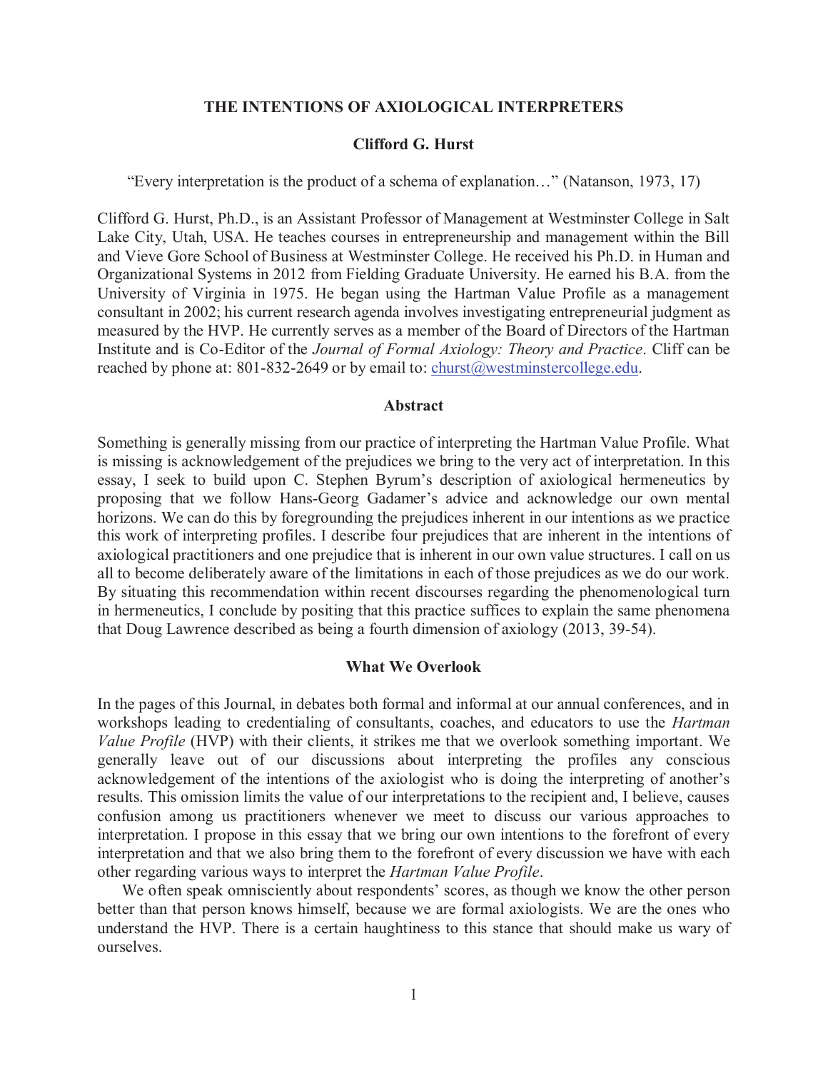# THE INTENTIONS OF AXIOLOGICAL INTERPRETERS

**Clifford G. Hurst**

"Every interpretation is the product of a schema of explanation…" (Natanson, 1973, 17)

Clifford G. Hurst, Ph.D., is an Assistant Professor of Management at Westminster College in Salt Lake City, Utah, USA. He teaches courses in entrepreneurship and management within the Bill and Vieve Gore School of Business at Westminster College. He received his Ph.D. in Human and Organizational Systems in 2012 from Fielding Graduate University. He earned his B.A. from the University of Virginia in 1975. He began using the Hartman Value Profile as a management consultant in 2002; his current research agenda involves investigating entrepreneurial judgment as measured by the HVP. He currently serves as a member of the Board of Directors of the Hartman Institute and is Co-Editor of the *Journal of Formal Axiology: Theory and Practice*. Cliff can be reached by phone at: 801-832-2649 or by email to: churst@westminstercollege.edu.

## Abstract

Something is generally missing from our practice of interpreting the Hartman Value Profile. What is missing is acknowledgement of the prejudices we bring to the very act of interpretation. In this essay, I seek to build upon C. Stephen Byrum's description of axiological hermeneutics by proposing that we follow Hans-Georg Gadamer's advice and acknowledge our own mental horizons. We can do this by foregrounding the prejudices inherent in our intentions as we practice this work of interpreting profiles. I describe four prejudices that are inherent in the intentions of axiological practitioners and one prejudice that is inherent in our own value structures. I call on us all to become deliberately aware of the limitations in each of those prejudices as we do our work. By situating this recommendation within recent discourses regarding the phenomenological turn in hermeneutics, I conclude by positing that this practice suffices to explain the same phenomena that Doug Lawrence described as being a fourth dimension of axiology (2013, 39-54).

## What We Overlook

In the pages of this Journal, in debates both formal and informal at our annual conferences, and in workshops leading to credentialing of consultants, coaches, and educators to use the *Hartman Value Profile* (HVP) with their clients, it strikes me that we overlook something important. We generally leave out of our discussions about interpreting the profiles any conscious acknowledgement of the intentions of the axiologist who is doing the interpreting of another's results. This omission limits the value of our interpretations to the recipient and, I believe, causes confusion among us practitioners whenever we meet to discuss our various approaches to interpretation. I propose in this essay that we bring our own intentions to the forefront of every interpretation and that we also bring them to the forefront of every discussion we have with each other regarding various ways to interpret the *Hartman Value Profile*.

We often speak omnisciently about respondents' scores, as though we know the other person better than that person knows himself, because we are formal axiologists. We are the ones who understand the HVP. There is a certain haughtiness to this stance that should make us wary of ourselves.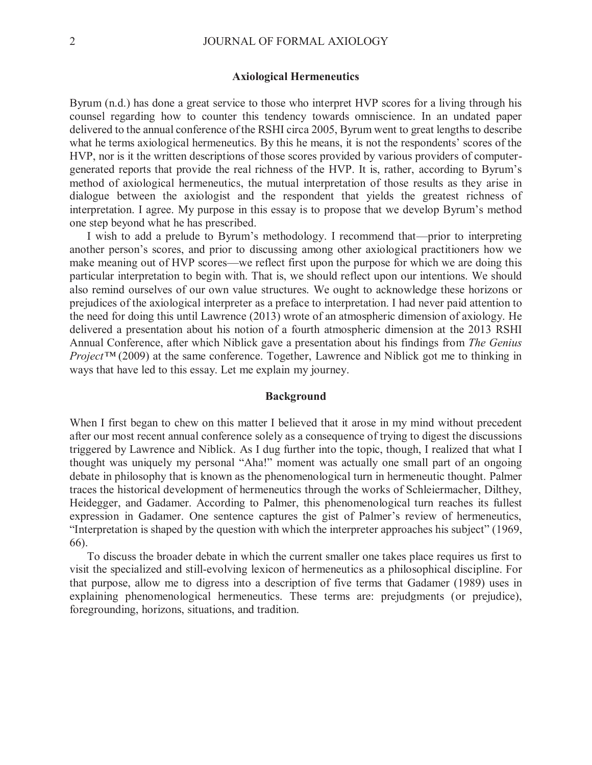## Axiological Hermeneutics

Byrum (n.d.) has done a great service to those who interpret HVP scores for a living through his counsel regarding how to counter this tendency towards omniscience. In an undated paper delivered to the annual conference of the RSHI circa 2005, Byrum went to great lengths to describe what he terms axiological hermeneutics. By this he means, it is not the respondents' scores of the HVP, nor is it the written descriptions of those scores provided by various providers of computer-generated reports that provide the real richness of the HVP. It is, rather, according to Byrum's method of axiological hermeneutics, the mutual interpretation of those results as they arise in dialogue between the axiologist and the respondent that yields the greatest richness of interpretation. I agree. My purpose in this essay is to propose that we develop Byrum's method one step beyond what he has prescribed.

I wish to add a prelude to Byrum's methodology. I recommend that—prior to interpreting another person's scores, and prior to discussing among other axiological practitioners how we make meaning out of HVP scores—we reflect first upon the purpose for which we are doing this particular interpretation to begin with. That is, we should reflect upon our intentions. We should also remind ourselves of our own value structures. We ought to acknowledge these horizons or prejudices of the axiological interpreter as a preface to interpretation. I had never paid attention to the need for doing this until Lawrence (2013) wrote of an atmospheric dimension of axiology. He delivered a presentation about his notion of a fourth atmospheric dimension at the 2013 RSHI Annual Conference, after which Niblick gave a presentation about his findings from *The Genius Project™* (2009) at the same conference. Together, Lawrence and Niblick got me to thinking in ways that have led to this essay. Let me explain my journey.

## Background

When I first began to chew on this matter I believed that it arose in my mind without precedent after our most recent annual conference solely as a consequence of trying to digest the discussions triggered by Lawrence and Niblick. As I dug further into the topic, though, I realized that what I thought was uniquely my personal "Aha!" moment was actually one small part of an ongoing debate in philosophy that is known as the phenomenological turn in hermeneutic thought. Palmer traces the historical development of hermeneutics through the works of Schleiermacher, Dilthey, Heidegger, and Gadamer. According to Palmer, this phenomenological turn reaches its fullest expression in Gadamer. One sentence captures the gist of Palmer's review of hermeneutics, "Interpretation is shaped by the question with which the interpreter approaches his subject" (1969, 66).

To discuss the broader debate in which the current smaller one takes place requires us first to visit the specialized and still-evolving lexicon of hermeneutics as a philosophical discipline. For that purpose, allow me to digress into a description of five terms that Gadamer (1989) uses in explaining phenomenological hermeneutics. These terms are: prejudgments (or prejudice), foregrounding, horizons, situations, and tradition.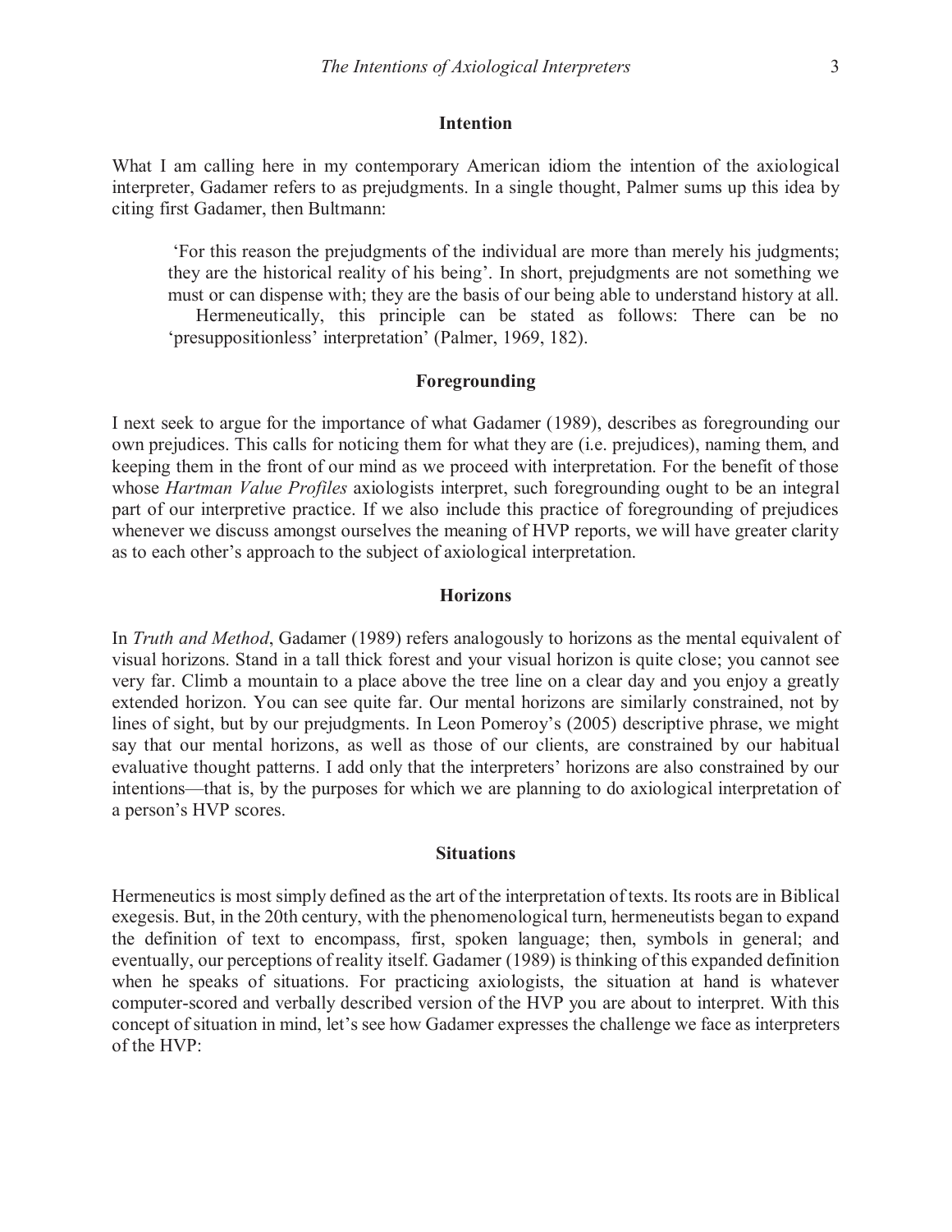## Intention

What I am calling here in my contemporary American idiom the intention of the axiological interpreter, Gadamer refers to as prejudgments. In a single thought, Palmer sums up this idea by citing first Gadamer, then Bultmann:

> 'For this reason the prejudgments of the individual are more than merely his judgments; they are the historical reality of his being'. In short, prejudgments are not something we must or can dispense with; they are the basis of our being able to understand history at all.
>
> Hermeneutically, this principle can be stated as follows: There can be no 'presuppositionless' interpretation' (Palmer, 1969, 182).

## Foregrounding

I next seek to argue for the importance of what Gadamer (1989), describes as foregrounding our own prejudices. This calls for noticing them for what they are (i.e. prejudices), naming them, and keeping them in the front of our mind as we proceed with interpretation. For the benefit of those whose *Hartman Value Profiles* axiologists interpret, such foregrounding ought to be an integral part of our interpretive practice. If we also include this practice of foregrounding of prejudices whenever we discuss amongst ourselves the meaning of HVP reports, we will have greater clarity as to each other's approach to the subject of axiological interpretation.

## Horizons

In *Truth and Method*, Gadamer (1989) refers analogously to horizons as the mental equivalent of visual horizons. Stand in a tall thick forest and your visual horizon is quite close; you cannot see very far. Climb a mountain to a place above the tree line on a clear day and you enjoy a greatly extended horizon. You can see quite far. Our mental horizons are similarly constrained, not by lines of sight, but by our prejudgments. In Leon Pomeroy's (2005) descriptive phrase, we might say that our mental horizons, as well as those of our clients, are constrained by our habitual evaluative thought patterns. I add only that the interpreters' horizons are also constrained by our intentions—that is, by the purposes for which we are planning to do axiological interpretation of a person's HVP scores.

## Situations

Hermeneutics is most simply defined as the art of the interpretation of texts. Its roots are in Biblical exegesis. But, in the 20th century, with the phenomenological turn, hermeneutists began to expand the definition of text to encompass, first, spoken language; then, symbols in general; and eventually, our perceptions of reality itself. Gadamer (1989) is thinking of this expanded definition when he speaks of situations. For practicing axiologists, the situation at hand is whatever computer-scored and verbally described version of the HVP you are about to interpret. With this concept of situation in mind, let's see how Gadamer expresses the challenge we face as interpreters of the HVP: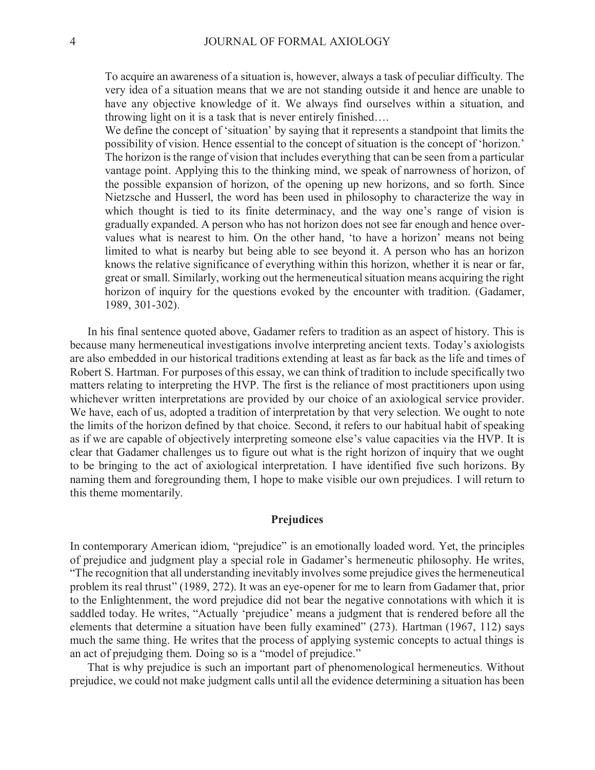> To acquire an awareness of a situation is, however, always a task of peculiar difficulty. The very idea of a situation means that we are not standing outside it and hence are unable to have any objective knowledge of it. We always find ourselves within a situation, and throwing light on it is a task that is never entirely finished….
>
> We define the concept of 'situation' by saying that it represents a standpoint that limits the possibility of vision. Hence essential to the concept of situation is the concept of 'horizon.' The horizon is the range of vision that includes everything that can be seen from a particular vantage point. Applying this to the thinking mind, we speak of narrowness of horizon, of the possible expansion of horizon, of the opening up new horizons, and so forth. Since Nietzsche and Husserl, the word has been used in philosophy to characterize the way in which thought is tied to its finite determinacy, and the way one's range of vision is gradually expanded. A person who has not horizon does not see far enough and hence over-values what is nearest to him. On the other hand, 'to have a horizon' means not being limited to what is nearby but being able to see beyond it. A person who has an horizon knows the relative significance of everything within this horizon, whether it is near or far, great or small. Similarly, working out the hermeneutical situation means acquiring the right horizon of inquiry for the questions evoked by the encounter with tradition. (Gadamer, 1989, 301-302).

In his final sentence quoted above, Gadamer refers to tradition as an aspect of history. This is because many hermeneutical investigations involve interpreting ancient texts. Today's axiologists are also embedded in our historical traditions extending at least as far back as the life and times of Robert S. Hartman. For purposes of this essay, we can think of tradition to include specifically two matters relating to interpreting the HVP. The first is the reliance of most practitioners upon using whichever written interpretations are provided by our choice of an axiological service provider. We have, each of us, adopted a tradition of interpretation by that very selection. We ought to note the limits of the horizon defined by that choice. Second, it refers to our habitual habit of speaking as if we are capable of objectively interpreting someone else's value capacities via the HVP. It is clear that Gadamer challenges us to figure out what is the right horizon of inquiry that we ought to be bringing to the act of axiological interpretation. I have identified five such horizons. By naming them and foregrounding them, I hope to make visible our own prejudices. I will return to this theme momentarily.

## Prejudices

In contemporary American idiom, "prejudice" is an emotionally loaded word. Yet, the principles of prejudice and judgment play a special role in Gadamer's hermeneutic philosophy. He writes, "The recognition that all understanding inevitably involves some prejudice gives the hermeneutical problem its real thrust" (1989, 272). It was an eye-opener for me to learn from Gadamer that, prior to the Enlightenment, the word prejudice did not bear the negative connotations with which it is saddled today. He writes, "Actually 'prejudice' means a judgment that is rendered before all the elements that determine a situation have been fully examined" (273). Hartman (1967, 112) says much the same thing. He writes that the process of applying systemic concepts to actual things is an act of prejudging them. Doing so is a "model of prejudice."

That is why prejudice is such an important part of phenomenological hermeneutics. Without prejudice, we could not make judgment calls until all the evidence determining a situation has been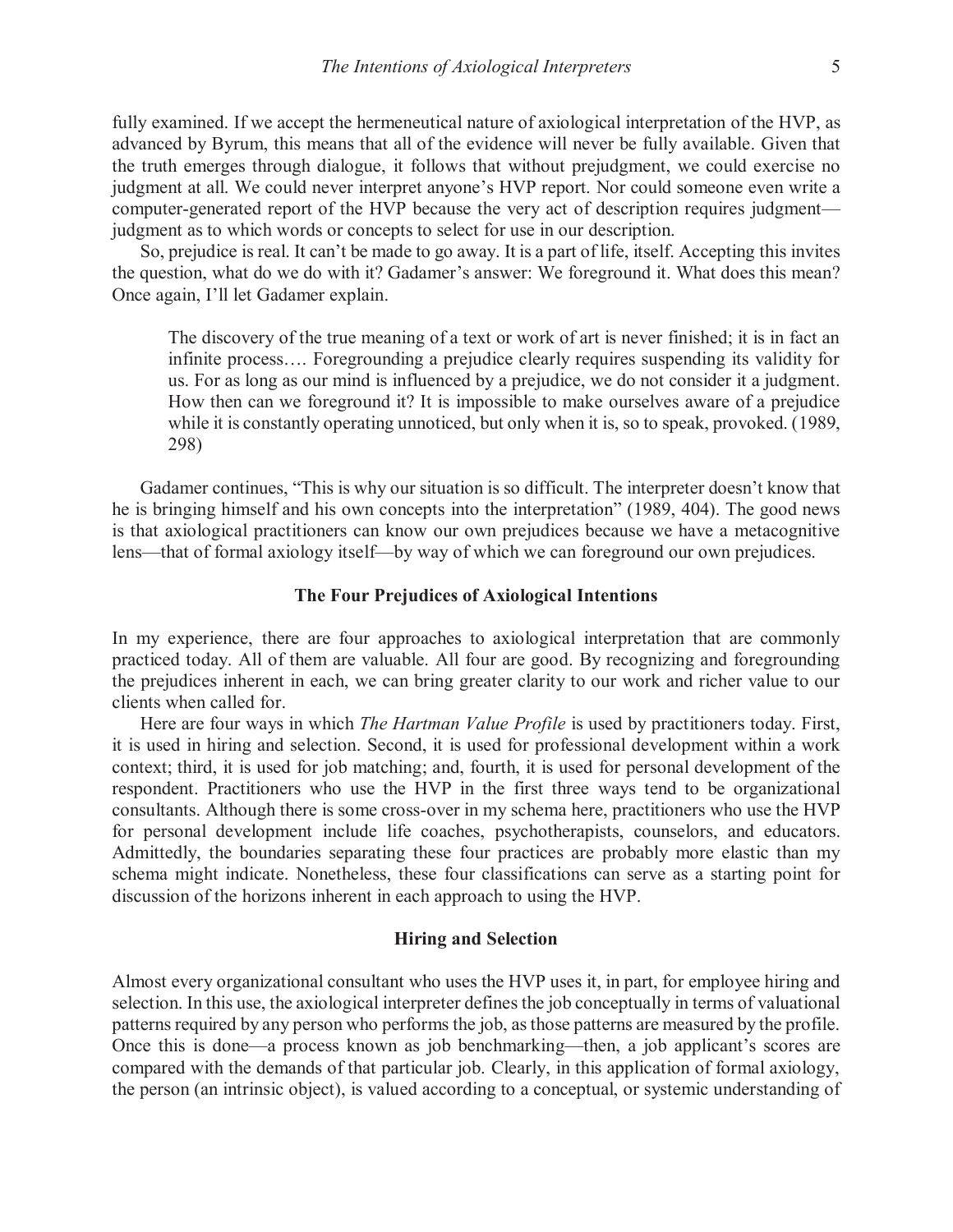fully examined. If we accept the hermeneutical nature of axiological interpretation of the HVP, as advanced by Byrum, this means that all of the evidence will never be fully available. Given that the truth emerges through dialogue, it follows that without prejudgment, we could exercise no judgment at all. We could never interpret anyone's HVP report. Nor could someone even write a computer-generated report of the HVP because the very act of description requires judgment—judgment as to which words or concepts to select for use in our description.

So, prejudice is real. It can't be made to go away. It is a part of life, itself. Accepting this invites the question, what do we do with it? Gadamer's answer: We foreground it. What does this mean? Once again, I'll let Gadamer explain.

> The discovery of the true meaning of a text or work of art is never finished; it is in fact an infinite process…. Foregrounding a prejudice clearly requires suspending its validity for us. For as long as our mind is influenced by a prejudice, we do not consider it a judgment. How then can we foreground it? It is impossible to make ourselves aware of a prejudice while it is constantly operating unnoticed, but only when it is, so to speak, provoked. (1989, 298)

Gadamer continues, "This is why our situation is so difficult. The interpreter doesn't know that he is bringing himself and his own concepts into the interpretation" (1989, 404). The good news is that axiological practitioners can know our own prejudices because we have a metacognitive lens—that of formal axiology itself—by way of which we can foreground our own prejudices.

## The Four Prejudices of Axiological Intentions

In my experience, there are four approaches to axiological interpretation that are commonly practiced today. All of them are valuable. All four are good. By recognizing and foregrounding the prejudices inherent in each, we can bring greater clarity to our work and richer value to our clients when called for.

Here are four ways in which *The Hartman Value Profile* is used by practitioners today. First, it is used in hiring and selection. Second, it is used for professional development within a work context; third, it is used for job matching; and, fourth, it is used for personal development of the respondent. Practitioners who use the HVP in the first three ways tend to be organizational consultants. Although there is some cross-over in my schema here, practitioners who use the HVP for personal development include life coaches, psychotherapists, counselors, and educators. Admittedly, the boundaries separating these four practices are probably more elastic than my schema might indicate. Nonetheless, these four classifications can serve as a starting point for discussion of the horizons inherent in each approach to using the HVP.

## Hiring and Selection

Almost every organizational consultant who uses the HVP uses it, in part, for employee hiring and selection. In this use, the axiological interpreter defines the job conceptually in terms of valuational patterns required by any person who performs the job, as those patterns are measured by the profile. Once this is done—a process known as job benchmarking—then, a job applicant's scores are compared with the demands of that particular job. Clearly, in this application of formal axiology, the person (an intrinsic object), is valued according to a conceptual, or systemic understanding of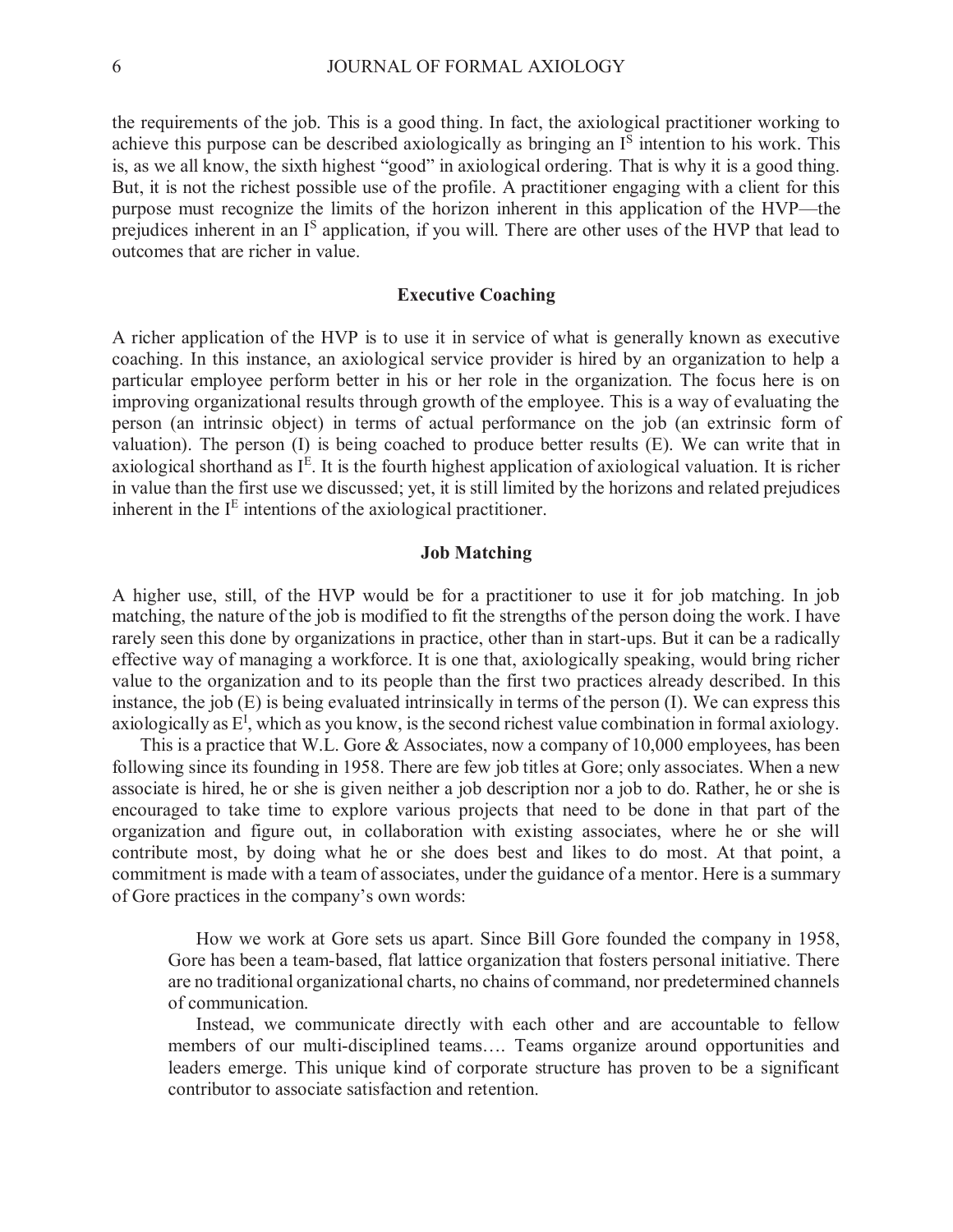the requirements of the job. This is a good thing. In fact, the axiological practitioner working to achieve this purpose can be described axiologically as bringing an $I^S$ intention to his work. This is, as we all know, the sixth highest "good" in axiological ordering. That is why it is a good thing. But, it is not the richest possible use of the profile. A practitioner engaging with a client for this purpose must recognize the limits of the horizon inherent in this application of the HVP—the prejudices inherent in an $I^S$ application, if you will. There are other uses of the HVP that lead to outcomes that are richer in value.

### Executive Coaching

A richer application of the HVP is to use it in service of what is generally known as executive coaching. In this instance, an axiological service provider is hired by an organization to help a particular employee perform better in his or her role in the organization. The focus here is on improving organizational results through growth of the employee. This is a way of evaluating the person (an intrinsic object) in terms of actual performance on the job (an extrinsic form of valuation). The person (I) is being coached to produce better results (E). We can write that in axiological shorthand as $I^E$. It is the fourth highest application of axiological valuation. It is richer in value than the first use we discussed; yet, it is still limited by the horizons and related prejudices inherent in the $I^E$ intentions of the axiological practitioner.

### Job Matching

A higher use, still, of the HVP would be for a practitioner to use it for job matching. In job matching, the nature of the job is modified to fit the strengths of the person doing the work. I have rarely seen this done by organizations in practice, other than in start-ups. But it can be a radically effective way of managing a workforce. It is one that, axiologically speaking, would bring richer value to the organization and to its people than the first two practices already described. In this instance, the job (E) is being evaluated intrinsically in terms of the person (I). We can express this axiologically as $E^I$, which as you know, is the second richest value combination in formal axiology.

This is a practice that W.L. Gore & Associates, now a company of 10,000 employees, has been following since its founding in 1958. There are few job titles at Gore; only associates. When a new associate is hired, he or she is given neither a job description nor a job to do. Rather, he or she is encouraged to take time to explore various projects that need to be done in that part of the organization and figure out, in collaboration with existing associates, where he or she will contribute most, by doing what he or she does best and likes to do most. At that point, a commitment is made with a team of associates, under the guidance of a mentor. Here is a summary of Gore practices in the company's own words:

> How we work at Gore sets us apart. Since Bill Gore founded the company in 1958, Gore has been a team-based, flat lattice organization that fosters personal initiative. There are no traditional organizational charts, no chains of command, nor predetermined channels of communication.
>
> Instead, we communicate directly with each other and are accountable to fellow members of our multi-disciplined teams…. Teams organize around opportunities and leaders emerge. This unique kind of corporate structure has proven to be a significant contributor to associate satisfaction and retention.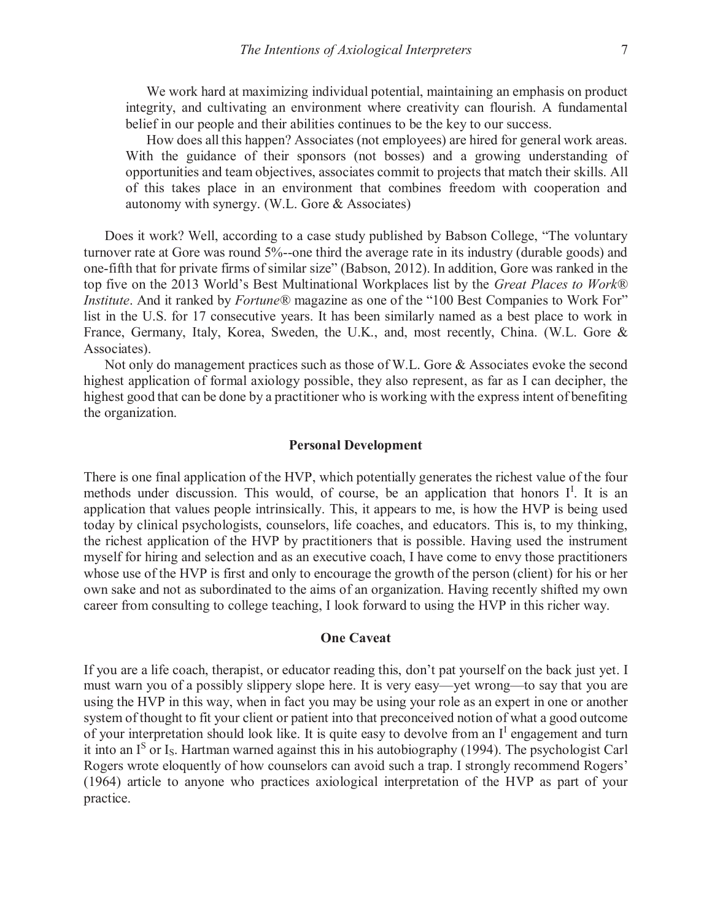> We work hard at maximizing individual potential, maintaining an emphasis on product integrity, and cultivating an environment where creativity can flourish. A fundamental belief in our people and their abilities continues to be the key to our success.
>
> How does all this happen? Associates (not employees) are hired for general work areas. With the guidance of their sponsors (not bosses) and a growing understanding of opportunities and team objectives, associates commit to projects that match their skills. All of this takes place in an environment that combines freedom with cooperation and autonomy with synergy. (W.L. Gore & Associates)

Does it work? Well, according to a case study published by Babson College, "The voluntary turnover rate at Gore was round 5%--one third the average rate in its industry (durable goods) and one-fifth that for private firms of similar size" (Babson, 2012). In addition, Gore was ranked in the top five on the 2013 World's Best Multinational Workplaces list by the *Great Places to Work® Institute*. And it ranked by *Fortune®* magazine as one of the "100 Best Companies to Work For" list in the U.S. for 17 consecutive years. It has been similarly named as a best place to work in France, Germany, Italy, Korea, Sweden, the U.K., and, most recently, China. (W.L. Gore & Associates).

Not only do management practices such as those of W.L. Gore & Associates evoke the second highest application of formal axiology possible, they also represent, as far as I can decipher, the highest good that can be done by a practitioner who is working with the express intent of benefiting the organization.

## Personal Development

There is one final application of the HVP, which potentially generates the richest value of the four methods under discussion. This would, of course, be an application that honors $I^I$. It is an application that values people intrinsically. This, it appears to me, is how the HVP is being used today by clinical psychologists, counselors, life coaches, and educators. This is, to my thinking, the richest application of the HVP by practitioners that is possible. Having used the instrument myself for hiring and selection and as an executive coach, I have come to envy those practitioners whose use of the HVP is first and only to encourage the growth of the person (client) for his or her own sake and not as subordinated to the aims of an organization. Having recently shifted my own career from consulting to college teaching, I look forward to using the HVP in this richer way.

## One Caveat

If you are a life coach, therapist, or educator reading this, don't pat yourself on the back just yet. I must warn you of a possibly slippery slope here. It is very easy—yet wrong—to say that you are using the HVP in this way, when in fact you may be using your role as an expert in one or another system of thought to fit your client or patient into that preconceived notion of what a good outcome of your interpretation should look like. It is quite easy to devolve from an $I^I$ engagement and turn it into an $I^S$ or $I_S$. Hartman warned against this in his autobiography (1994). The psychologist Carl Rogers wrote eloquently of how counselors can avoid such a trap. I strongly recommend Rogers' (1964) article to anyone who practices axiological interpretation of the HVP as part of your practice.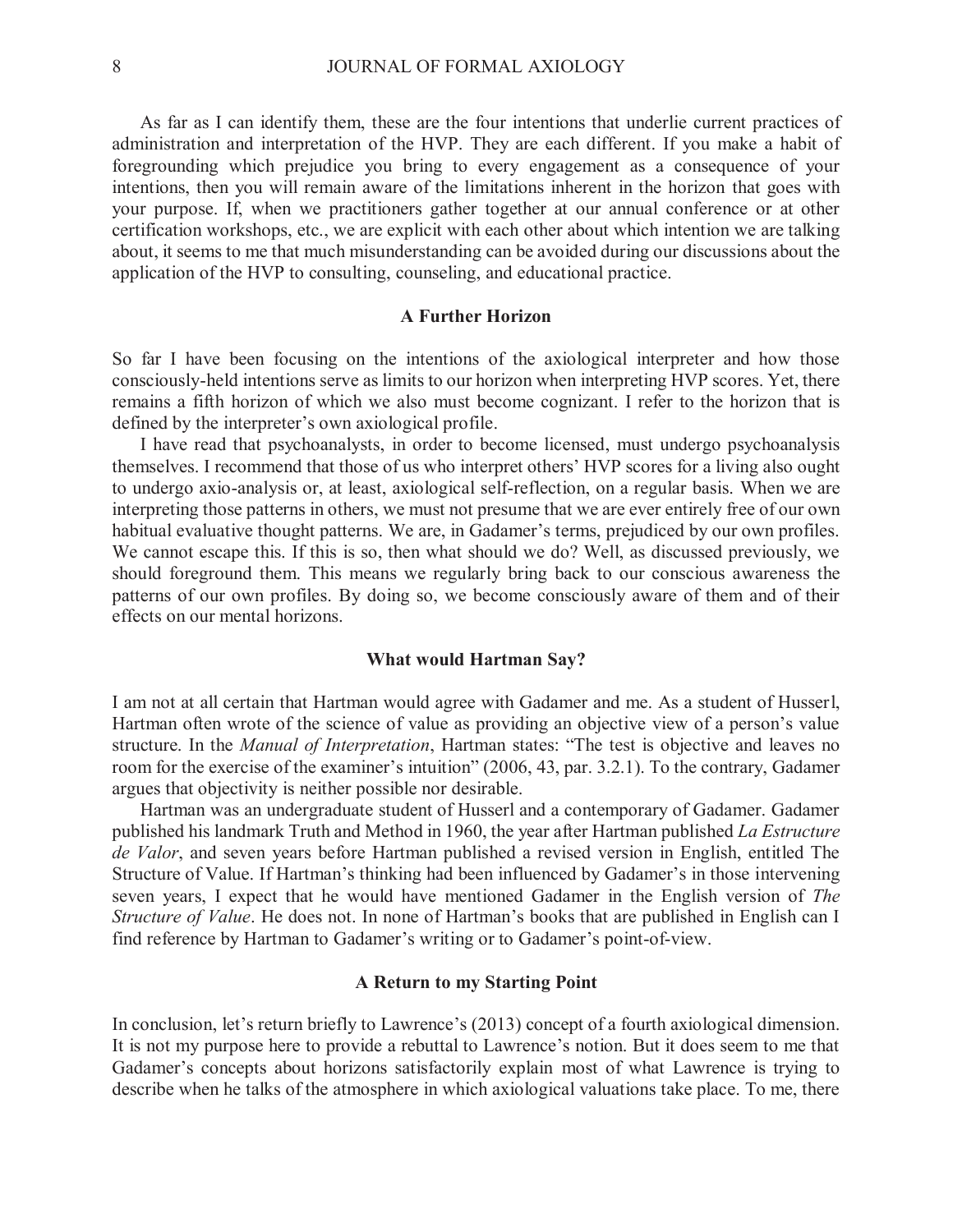As far as I can identify them, these are the four intentions that underlie current practices of administration and interpretation of the HVP. They are each different. If you make a habit of foregrounding which prejudice you bring to every engagement as a consequence of your intentions, then you will remain aware of the limitations inherent in the horizon that goes with your purpose. If, when we practitioners gather together at our annual conference or at other certification workshops, etc., we are explicit with each other about which intention we are talking about, it seems to me that much misunderstanding can be avoided during our discussions about the application of the HVP to consulting, counseling, and educational practice.

### A Further Horizon

So far I have been focusing on the intentions of the axiological interpreter and how those consciously-held intentions serve as limits to our horizon when interpreting HVP scores. Yet, there remains a fifth horizon of which we also must become cognizant. I refer to the horizon that is defined by the interpreter's own axiological profile.

I have read that psychoanalysts, in order to become licensed, must undergo psychoanalysis themselves. I recommend that those of us who interpret others' HVP scores for a living also ought to undergo axio-analysis or, at least, axiological self-reflection, on a regular basis. When we are interpreting those patterns in others, we must not presume that we are ever entirely free of our own habitual evaluative thought patterns. We are, in Gadamer's terms, prejudiced by our own profiles. We cannot escape this. If this is so, then what should we do? Well, as discussed previously, we should foreground them. This means we regularly bring back to our conscious awareness the patterns of our own profiles. By doing so, we become consciously aware of them and of their effects on our mental horizons.

### What would Hartman Say?

I am not at all certain that Hartman would agree with Gadamer and me. As a student of Husserl, Hartman often wrote of the science of value as providing an objective view of a person's value structure. In the *Manual of Interpretation*, Hartman states: "The test is objective and leaves no room for the exercise of the examiner's intuition" (2006, 43, par. 3.2.1). To the contrary, Gadamer argues that objectivity is neither possible nor desirable.

Hartman was an undergraduate student of Husserl and a contemporary of Gadamer. Gadamer published his landmark Truth and Method in 1960, the year after Hartman published *La Estructure de Valor*, and seven years before Hartman published a revised version in English, entitled The Structure of Value. If Hartman's thinking had been influenced by Gadamer's in those intervening seven years, I expect that he would have mentioned Gadamer in the English version of *The Structure of Value*. He does not. In none of Hartman's books that are published in English can I find reference by Hartman to Gadamer's writing or to Gadamer's point-of-view.

### A Return to my Starting Point

In conclusion, let's return briefly to Lawrence's (2013) concept of a fourth axiological dimension. It is not my purpose here to provide a rebuttal to Lawrence's notion. But it does seem to me that Gadamer's concepts about horizons satisfactorily explain most of what Lawrence is trying to describe when he talks of the atmosphere in which axiological valuations take place. To me, there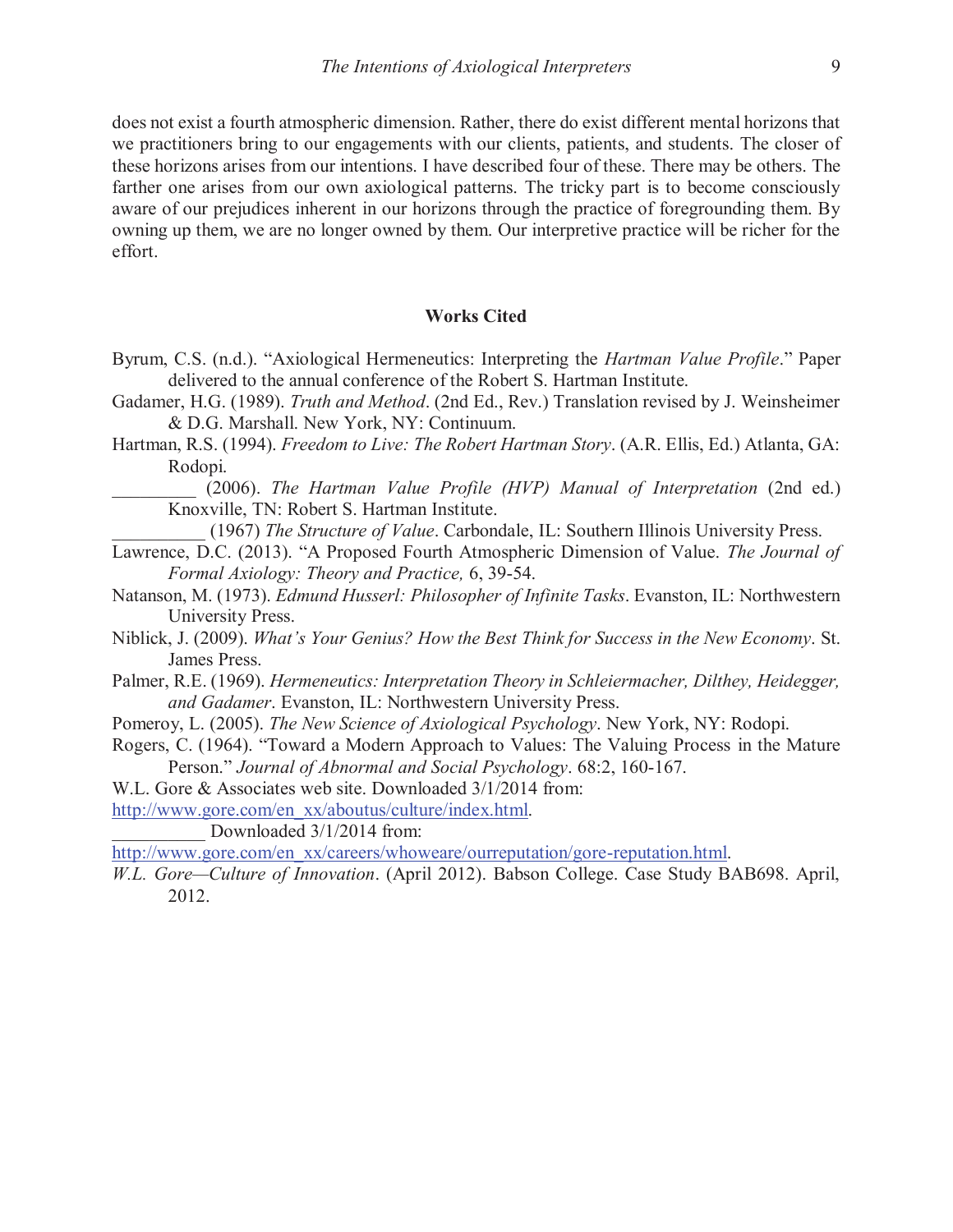does not exist a fourth atmospheric dimension. Rather, there do exist different mental horizons that we practitioners bring to our engagements with our clients, patients, and students. The closer of these horizons arises from our intentions. I have described four of these. There may be others. The farther one arises from our own axiological patterns. The tricky part is to become consciously aware of our prejudices inherent in our horizons through the practice of foregrounding them. By owning up them, we are no longer owned by them. Our interpretive practice will be richer for the effort.

## Works Cited

Byrum, C.S. (n.d.). "Axiological Hermeneutics: Interpreting the *Hartman Value Profile*." Paper delivered to the annual conference of the Robert S. Hartman Institute.

Gadamer, H.G. (1989). *Truth and Method*. (2nd Ed., Rev.) Translation revised by J. Weinsheimer & D.G. Marshall. New York, NY: Continuum.

Hartman, R.S. (1994). *Freedom to Live: The Robert Hartman Story*. (A.R. Ellis, Ed.) Atlanta, GA: Rodopi.

_________ (2006). *The Hartman Value Profile (HVP) Manual of Interpretation* (2nd ed.) Knoxville, TN: Robert S. Hartman Institute.

__________ (1967) *The Structure of Value*. Carbondale, IL: Southern Illinois University Press.

Lawrence, D.C. (2013). "A Proposed Fourth Atmospheric Dimension of Value. *The Journal of Formal Axiology: Theory and Practice,* 6, 39-54.

Natanson, M. (1973). *Edmund Husserl: Philosopher of Infinite Tasks*. Evanston, IL: Northwestern University Press.

Niblick, J. (2009). *What's Your Genius? How the Best Think for Success in the New Economy*. St. James Press.

Palmer, R.E. (1969). *Hermeneutics: Interpretation Theory in Schleiermacher, Dilthey, Heidegger, and Gadamer*. Evanston, IL: Northwestern University Press.

Pomeroy, L. (2005). *The New Science of Axiological Psychology*. New York, NY: Rodopi.

Rogers, C. (1964). "Toward a Modern Approach to Values: The Valuing Process in the Mature Person." *Journal of Abnormal and Social Psychology*. 68:2, 160-167.

W.L. Gore & Associates web site. Downloaded 3/1/2014 from: http://www.gore.com/en_xx/aboutus/culture/index.html.

__________ Downloaded 3/1/2014 from: http://www.gore.com/en_xx/careers/whoweare/ourreputation/gore-reputation.html.

*W.L. Gore—Culture of Innovation*. (April 2012). Babson College. Case Study BAB698. April, 2012.